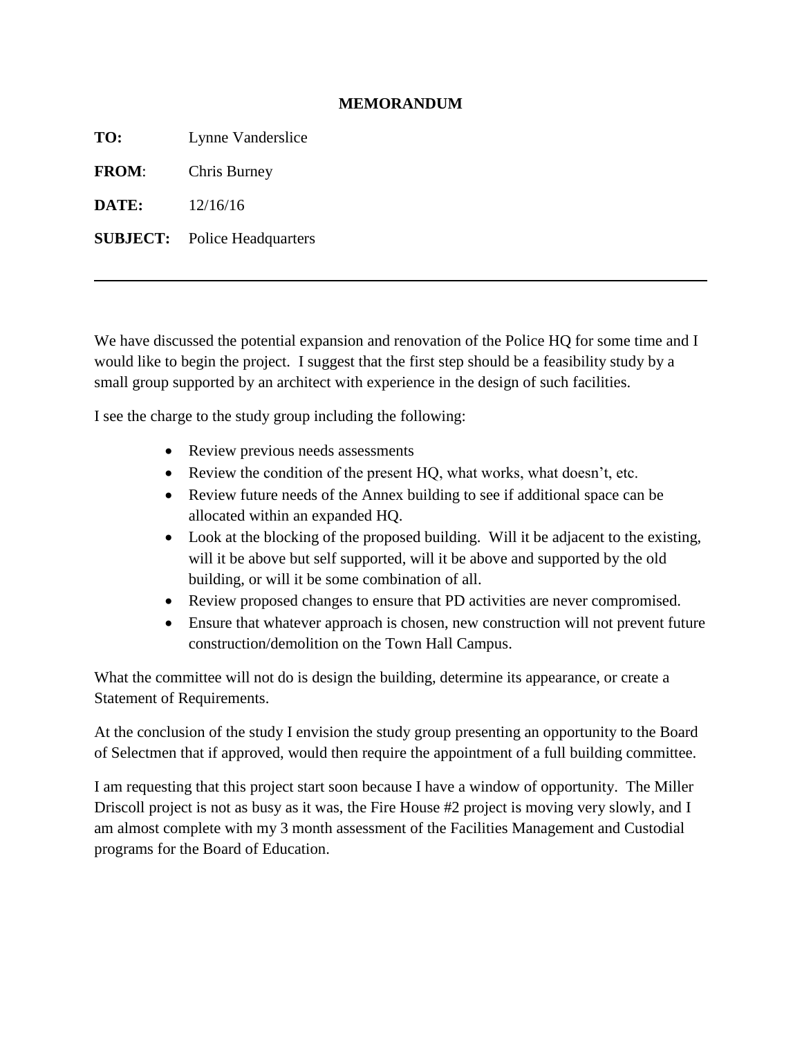**MEMORANDUM**

**TO:** Lynne Vanderslice

**FROM**: Chris Burney

**DATE:** 12/16/16

**SUBJECT:** Police Headquarters

---

We have discussed the potential expansion and renovation of the Police HQ for some time and I would like to begin the project. I suggest that the first step should be a feasibility study by a small group supported by an architect with experience in the design of such facilities.

I see the charge to the study group including the following:

- Review previous needs assessments
- Review the condition of the present HQ, what works, what doesn't, etc.
- Review future needs of the Annex building to see if additional space can be allocated within an expanded HQ.
- Look at the blocking of the proposed building. Will it be adjacent to the existing, will it be above but self supported, will it be above and supported by the old building, or will it be some combination of all.
- Review proposed changes to ensure that PD activities are never compromised.
- Ensure that whatever approach is chosen, new construction will not prevent future construction/demolition on the Town Hall Campus.

What the committee will not do is design the building, determine its appearance, or create a Statement of Requirements.

At the conclusion of the study I envision the study group presenting an opportunity to the Board of Selectmen that if approved, would then require the appointment of a full building committee.

I am requesting that this project start soon because I have a window of opportunity. The Miller Driscoll project is not as busy as it was, the Fire House #2 project is moving very slowly, and I am almost complete with my 3 month assessment of the Facilities Management and Custodial programs for the Board of Education.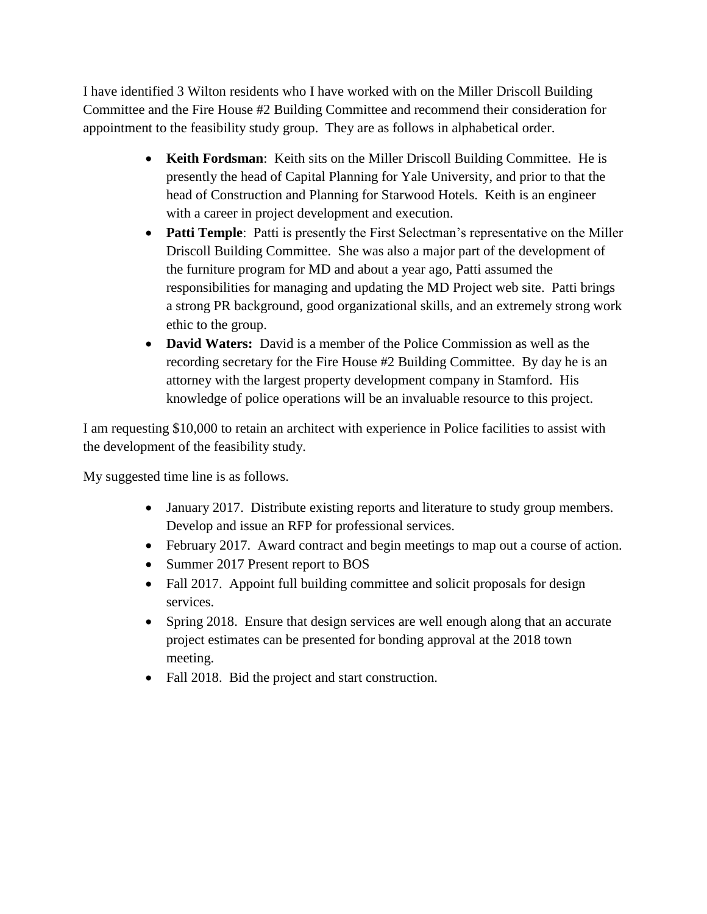I have identified 3 Wilton residents who I have worked with on the Miller Driscoll Building Committee and the Fire House #2 Building Committee and recommend their consideration for appointment to the feasibility study group. They are as follows in alphabetical order.

- **Keith Fordsman**: Keith sits on the Miller Driscoll Building Committee. He is presently the head of Capital Planning for Yale University, and prior to that the head of Construction and Planning for Starwood Hotels. Keith is an engineer with a career in project development and execution.
- **Patti Temple**: Patti is presently the First Selectman's representative on the Miller Driscoll Building Committee. She was also a major part of the development of the furniture program for MD and about a year ago, Patti assumed the responsibilities for managing and updating the MD Project web site. Patti brings a strong PR background, good organizational skills, and an extremely strong work ethic to the group.
- **David Waters:** David is a member of the Police Commission as well as the recording secretary for the Fire House #2 Building Committee. By day he is an attorney with the largest property development company in Stamford. His knowledge of police operations will be an invaluable resource to this project.

I am requesting $10,000 to retain an architect with experience in Police facilities to assist with the development of the feasibility study.

My suggested time line is as follows.

- January 2017. Distribute existing reports and literature to study group members. Develop and issue an RFP for professional services.
- February 2017. Award contract and begin meetings to map out a course of action.
- Summer 2017 Present report to BOS
- Fall 2017. Appoint full building committee and solicit proposals for design services.
- Spring 2018. Ensure that design services are well enough along that an accurate project estimates can be presented for bonding approval at the 2018 town meeting.
- Fall 2018. Bid the project and start construction.